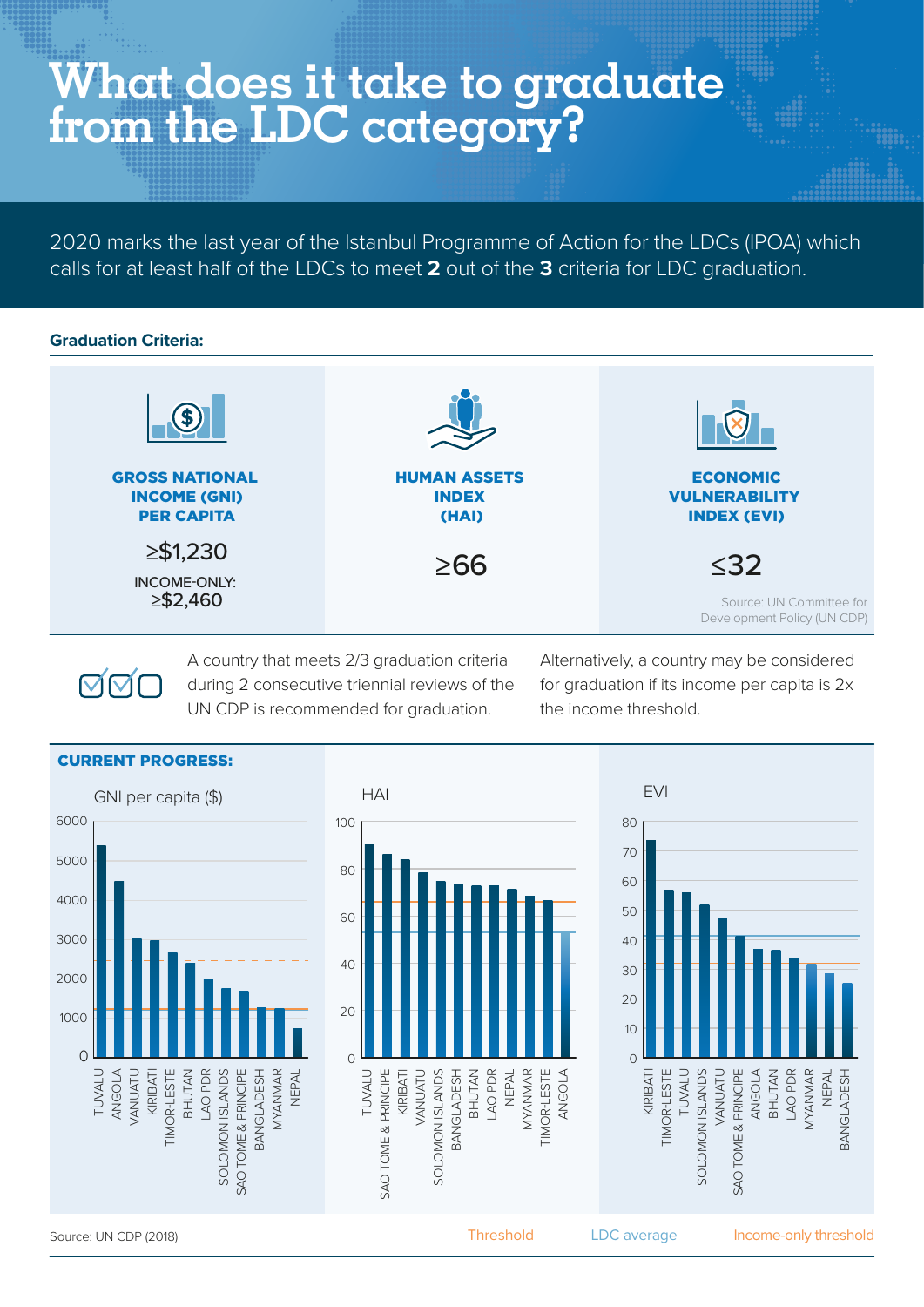# What does it take to graduate from the LDC category?

2020 marks the last year of the Istanbul Programme of Action for the LDCs (IPOA) which calls for at least half of the LDCs to meet **2** out of the **3** criteria for LDC graduation.

**Graduation Criteria:**

| GROSS NATIONAL INCOME (GNI) PER CAPITA | HUMAN ASSETS INDEX (HAI) | ECONOMIC VULNERABILITY INDEX (EVI) |
|---|---|---|
| ≥$1,230<br>INCOME-ONLY: ≥$2,460 | ≥66 | ≤32 |

Source: UN Committee for Development Policy (UN CDP)

A country that meets 2/3 graduation criteria during 2 consecutive triennial reviews of the UN CDP is recommended for graduation.

Alternatively, a country may be considered for graduation if its income per capita is 2x the income threshold.

**CURRENT PROGRESS:**

GNI per capita ($): TUVALU, ANGOLA, VANUATU, KIRIBATI, TIMOR-LESTE, BHUTAN, LAO PDR, SOLOMON ISLANDS, SAO TOME & PRINCIPE, BANGLADESH, MYANMAR, NEPAL

HAI: TUVALU, SAO TOME & PRINCIPE, KIRIBATI, VANUATU, SOLOMON ISLANDS, BANGLADESH, BHUTAN, LAO PDR, NEPAL, MYANMAR, TIMOR-LESTE, ANGOLA

EVI: KIRIBATI, TIMOR-LESTE, TUVALU, SOLOMON ISLANDS, VANUATU, SAO TOME & PRINCIPE, ANGOLA, BHUTAN, LAO PDR, MYANMAR, NEPAL, BANGLADESH

Source: UN CDP (2018)

Threshold — LDC average - - - - Income-only threshold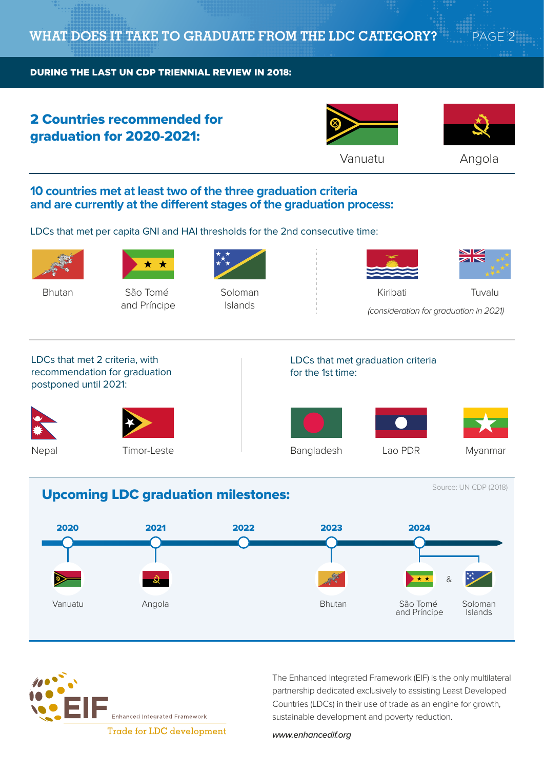# WHAT DOES IT TAKE TO GRADUATE FROM THE LDC CATEGORY?

**DURING THE LAST UN CDP TRIENNIAL REVIEW IN 2018:**

## 2 Countries recommended for graduation for 2020-2021:

Vanuatu

Angola

## 10 countries met at least two of the three graduation criteria and are currently at the different stages of the graduation process:

LDCs that met per capita GNI and HAI thresholds for the 2nd consecutive time:

Bhutan

São Tomé and Príncipe

Soloman Islands

Kiribati

Tuvalu

*(consideration for graduation in 2021)*

LDCs that met 2 criteria, with recommendation for graduation postponed until 2021:

Nepal

Timor-Leste

LDCs that met graduation criteria for the 1st time:

Bangladesh

Lao PDR

Myanmar

## Upcoming LDC graduation milestones:

Source: UN CDP (2018)

2020

Vanuatu

2021

Angola

2022

2023

Bhutan

2024

São Tomé and Príncipe

&

Soloman Islands

EIF Enhanced Integrated Framework

Trade for LDC development

The Enhanced Integrated Framework (EIF) is the only multilateral partnership dedicated exclusively to assisting Least Developed Countries (LDCs) in their use of trade as an engine for growth, sustainable development and poverty reduction.

*www.enhancedif.org*